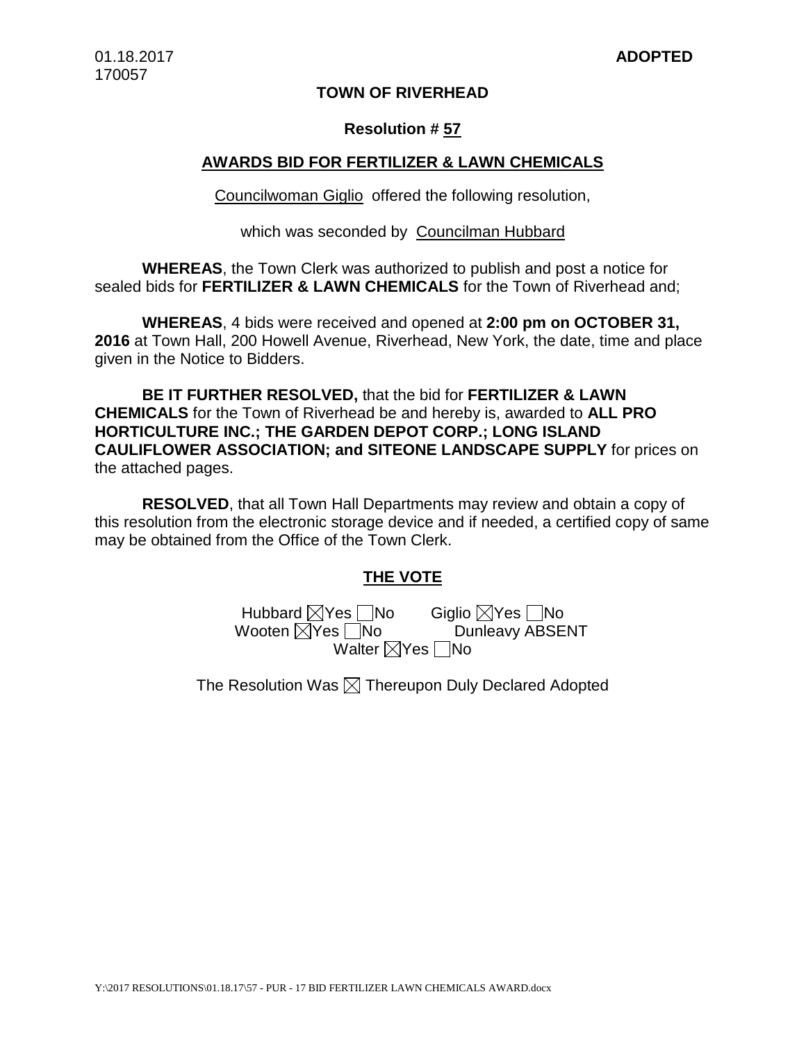01.18.2017
170057

**ADOPTED**

**TOWN OF RIVERHEAD**

**Resolution # 57**

**AWARDS BID FOR FERTILIZER & LAWN CHEMICALS**

Councilwoman Giglio offered the following resolution,

which was seconded by Councilman Hubbard

**WHEREAS**, the Town Clerk was authorized to publish and post a notice for sealed bids for **FERTILIZER & LAWN CHEMICALS** for the Town of Riverhead and;

**WHEREAS**, 4 bids were received and opened at **2:00 pm on OCTOBER 31, 2016** at Town Hall, 200 Howell Avenue, Riverhead, New York, the date, time and place given in the Notice to Bidders.

**BE IT FURTHER RESOLVED,** that the bid for **FERTILIZER & LAWN CHEMICALS** for the Town of Riverhead be and hereby is, awarded to **ALL PRO HORTICULTURE INC.; THE GARDEN DEPOT CORP.; LONG ISLAND CAULIFLOWER ASSOCIATION; and SITEONE LANDSCAPE SUPPLY** for prices on the attached pages.

**RESOLVED**, that all Town Hall Departments may review and obtain a copy of this resolution from the electronic storage device and if needed, a certified copy of same may be obtained from the Office of the Town Clerk.

**THE VOTE**

Hubbard ☒Yes ☐No Giglio ☒Yes ☐No
Wooten ☒Yes ☐No Dunleavy ABSENT
Walter ☒Yes ☐No

The Resolution Was ☒ Thereupon Duly Declared Adopted

Y:\2017 RESOLUTIONS\01.18.17\57 - PUR - 17 BID FERTILIZER LAWN CHEMICALS AWARD.docx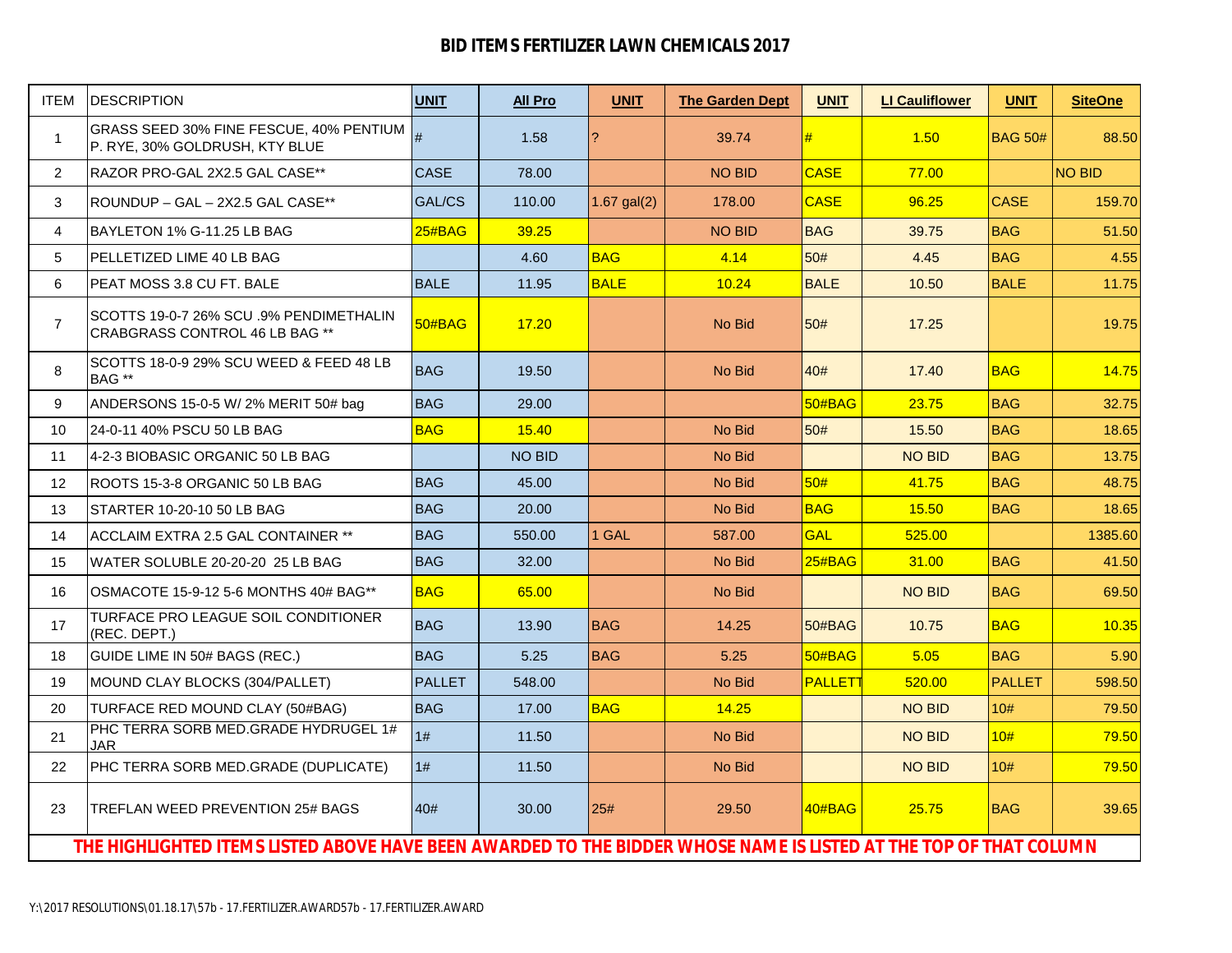# BID ITEMS FERTILIZER LAWN CHEMICALS 2017

| ITEM | DESCRIPTION | UNIT | All Pro | UNIT | The Garden Dept | UNIT | LI Cauliflower | UNIT | SiteOne |
|---|---|---|---|---|---|---|---|---|---|
| 1 | GRASS SEED 30% FINE FESCUE, 40% PENTIUM P. RYE, 30% GOLDRUSH, KTY BLUE | # | 1.58 | ? | 39.74 | # | 1.50 | BAG 50# | 88.50 |
| 2 | RAZOR PRO-GAL 2X2.5 GAL CASE** | CASE | 78.00 | | NO BID | CASE | 77.00 | | NO BID |
| 3 | ROUNDUP – GAL – 2X2.5 GAL CASE** | GAL/CS | 110.00 | 1.67 gal(2) | 178.00 | CASE | 96.25 | CASE | 159.70 |
| 4 | BAYLETON 1% G-11.25 LB BAG | 25#BAG | 39.25 | | NO BID | BAG | 39.75 | BAG | 51.50 |
| 5 | PELLETIZED LIME 40 LB BAG | | 4.60 | BAG | 4.14 | 50# | 4.45 | BAG | 4.55 |
| 6 | PEAT MOSS 3.8 CU FT. BALE | BALE | 11.95 | BALE | 10.24 | BALE | 10.50 | BALE | 11.75 |
| 7 | SCOTTS 19-0-7 26% SCU .9% PENDIMETHALIN CRABGRASS CONTROL 46 LB BAG ** | 50#BAG | 17.20 | | No Bid | 50# | 17.25 | | 19.75 |
| 8 | SCOTTS 18-0-9 29% SCU WEED & FEED 48 LB BAG ** | BAG | 19.50 | | No Bid | 40# | 17.40 | BAG | 14.75 |
| 9 | ANDERSONS 15-0-5 W/ 2% MERIT 50# bag | BAG | 29.00 | | | 50#BAG | 23.75 | BAG | 32.75 |
| 10 | 24-0-11 40% PSCU 50 LB BAG | BAG | 15.40 | | No Bid | 50# | 15.50 | BAG | 18.65 |
| 11 | 4-2-3 BIOBASIC ORGANIC 50 LB BAG | | NO BID | | No Bid | | NO BID | BAG | 13.75 |
| 12 | ROOTS 15-3-8 ORGANIC 50 LB BAG | BAG | 45.00 | | No Bid | 50# | 41.75 | BAG | 48.75 |
| 13 | STARTER 10-20-10 50 LB BAG | BAG | 20.00 | | No Bid | BAG | 15.50 | BAG | 18.65 |
| 14 | ACCLAIM EXTRA 2.5 GAL CONTAINER ** | BAG | 550.00 | 1 GAL | 587.00 | GAL | 525.00 | | 1385.60 |
| 15 | WATER SOLUBLE 20-20-20 25 LB BAG | BAG | 32.00 | | No Bid | 25#BAG | 31.00 | BAG | 41.50 |
| 16 | OSMACOTE 15-9-12 5-6 MONTHS 40# BAG** | BAG | 65.00 | | No Bid | | NO BID | BAG | 69.50 |
| 17 | TURFACE PRO LEAGUE SOIL CONDITIONER (REC. DEPT.) | BAG | 13.90 | BAG | 14.25 | 50#BAG | 10.75 | BAG | 10.35 |
| 18 | GUIDE LIME IN 50# BAGS (REC.) | BAG | 5.25 | BAG | 5.25 | 50#BAG | 5.05 | BAG | 5.90 |
| 19 | MOUND CLAY BLOCKS (304/PALLET) | PALLET | 548.00 | | No Bid | PALLET | 520.00 | PALLET | 598.50 |
| 20 | TURFACE RED MOUND CLAY (50#BAG) | BAG | 17.00 | BAG | 14.25 | | NO BID | 10# | 79.50 |
| 21 | PHC TERRA SORB MED.GRADE HYDRUGEL 1# JAR | 1# | 11.50 | | No Bid | | NO BID | 10# | 79.50 |
| 22 | PHC TERRA SORB MED.GRADE (DUPLICATE) | 1# | 11.50 | | No Bid | | NO BID | 10# | 79.50 |
| 23 | TREFLAN WEED PREVENTION 25# BAGS | 40# | 30.00 | 25# | 29.50 | 40#BAG | 25.75 | BAG | 39.65 |

**THE HIGHLIGHTED ITEMS LISTED ABOVE HAVE BEEN AWARDED TO THE BIDDER WHOSE NAME IS LISTED AT THE TOP OF THAT COLUMN**

Y:\2017 RESOLUTIONS\01.18.17\57b - 17.FERTILIZER.AWARD57b - 17.FERTILIZER.AWARD